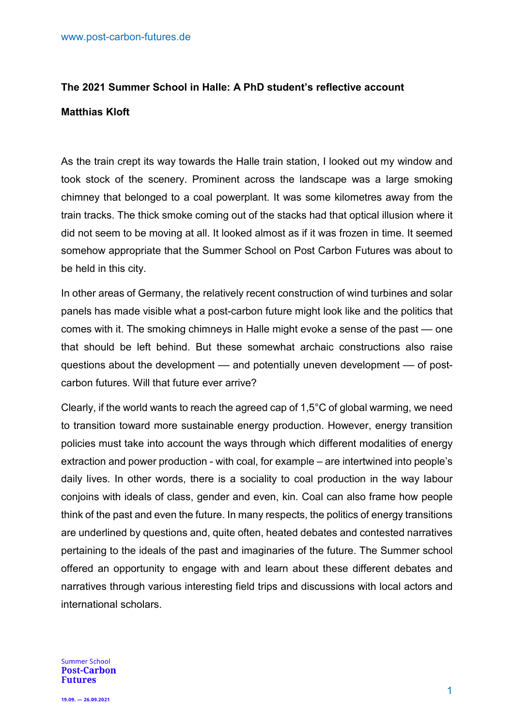www.post-carbon-futures.de

**The 2021 Summer School in Halle: A PhD student's reflective account**

**Matthias Kloft**

As the train crept its way towards the Halle train station, I looked out my window and took stock of the scenery. Prominent across the landscape was a large smoking chimney that belonged to a coal powerplant. It was some kilometres away from the train tracks. The thick smoke coming out of the stacks had that optical illusion where it did not seem to be moving at all. It looked almost as if it was frozen in time. It seemed somehow appropriate that the Summer School on Post Carbon Futures was about to be held in this city.

In other areas of Germany, the relatively recent construction of wind turbines and solar panels has made visible what a post-carbon future might look like and the politics that comes with it. The smoking chimneys in Halle might evoke a sense of the past — one that should be left behind. But these somewhat archaic constructions also raise questions about the development — and potentially uneven development — of post-carbon futures. Will that future ever arrive?

Clearly, if the world wants to reach the agreed cap of 1,5°C of global warming, we need to transition toward more sustainable energy production. However, energy transition policies must take into account the ways through which different modalities of energy extraction and power production - with coal, for example – are intertwined into people's daily lives. In other words, there is a sociality to coal production in the way labour conjoins with ideals of class, gender and even, kin. Coal can also frame how people think of the past and even the future. In many respects, the politics of energy transitions are underlined by questions and, quite often, heated debates and contested narratives pertaining to the ideals of the past and imaginaries of the future. The Summer school offered an opportunity to engage with and learn about these different debates and narratives through various interesting field trips and discussions with local actors and international scholars.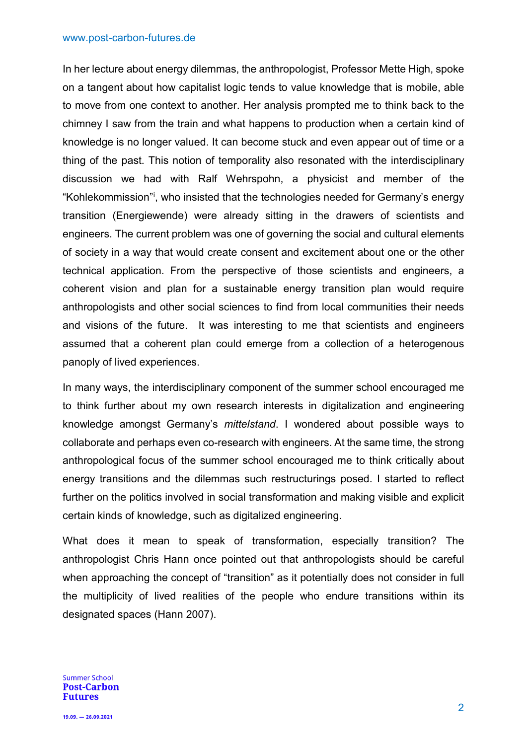In her lecture about energy dilemmas, the anthropologist, Professor Mette High, spoke on a tangent about how capitalist logic tends to value knowledge that is mobile, able to move from one context to another. Her analysis prompted me to think back to the chimney I saw from the train and what happens to production when a certain kind of knowledge is no longer valued. It can become stuck and even appear out of time or a thing of the past. This notion of temporality also resonated with the interdisciplinary discussion we had with Ralf Wehrspohn, a physicist and member of the "Kohlekommission"[i], who insisted that the technologies needed for Germany's energy transition (Energiewende) were already sitting in the drawers of scientists and engineers. The current problem was one of governing the social and cultural elements of society in a way that would create consent and excitement about one or the other technical application. From the perspective of those scientists and engineers, a coherent vision and plan for a sustainable energy transition plan would require anthropologists and other social sciences to find from local communities their needs and visions of the future. It was interesting to me that scientists and engineers assumed that a coherent plan could emerge from a collection of a heterogenous panoply of lived experiences.

In many ways, the interdisciplinary component of the summer school encouraged me to think further about my own research interests in digitalization and engineering knowledge amongst Germany's *mittelstand*. I wondered about possible ways to collaborate and perhaps even co-research with engineers. At the same time, the strong anthropological focus of the summer school encouraged me to think critically about energy transitions and the dilemmas such restructurings posed. I started to reflect further on the politics involved in social transformation and making visible and explicit certain kinds of knowledge, such as digitalized engineering.

What does it mean to speak of transformation, especially transition? The anthropologist Chris Hann once pointed out that anthropologists should be careful when approaching the concept of "transition" as it potentially does not consider in full the multiplicity of lived realities of the people who endure transitions within its designated spaces (Hann 2007).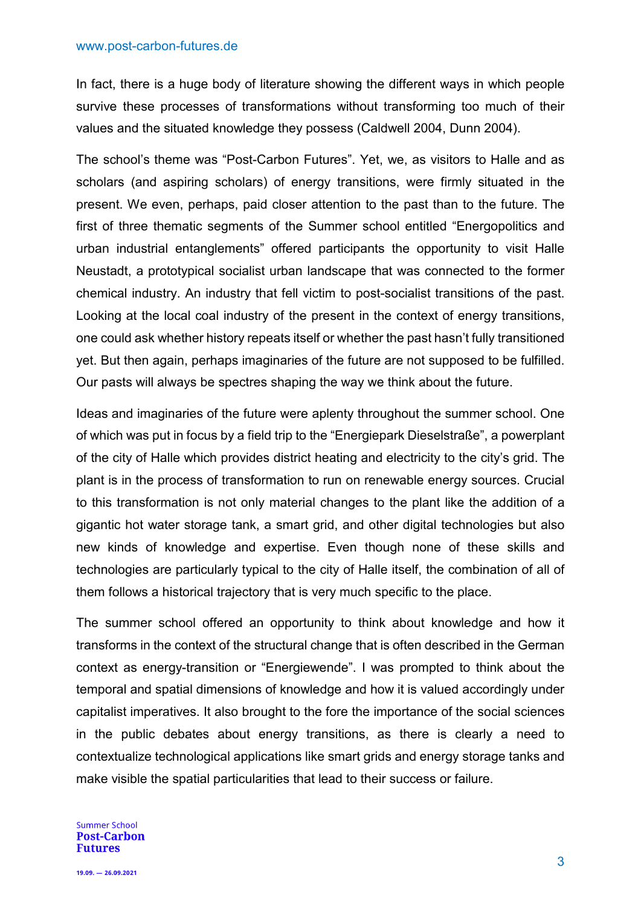In fact, there is a huge body of literature showing the different ways in which people survive these processes of transformations without transforming too much of their values and the situated knowledge they possess (Caldwell 2004, Dunn 2004).

The school's theme was "Post-Carbon Futures". Yet, we, as visitors to Halle and as scholars (and aspiring scholars) of energy transitions, were firmly situated in the present. We even, perhaps, paid closer attention to the past than to the future. The first of three thematic segments of the Summer school entitled "Energopolitics and urban industrial entanglements" offered participants the opportunity to visit Halle Neustadt, a prototypical socialist urban landscape that was connected to the former chemical industry. An industry that fell victim to post-socialist transitions of the past. Looking at the local coal industry of the present in the context of energy transitions, one could ask whether history repeats itself or whether the past hasn't fully transitioned yet. But then again, perhaps imaginaries of the future are not supposed to be fulfilled. Our pasts will always be spectres shaping the way we think about the future.

Ideas and imaginaries of the future were aplenty throughout the summer school. One of which was put in focus by a field trip to the "Energiepark Dieselstraße", a powerplant of the city of Halle which provides district heating and electricity to the city's grid. The plant is in the process of transformation to run on renewable energy sources. Crucial to this transformation is not only material changes to the plant like the addition of a gigantic hot water storage tank, a smart grid, and other digital technologies but also new kinds of knowledge and expertise. Even though none of these skills and technologies are particularly typical to the city of Halle itself, the combination of all of them follows a historical trajectory that is very much specific to the place.

The summer school offered an opportunity to think about knowledge and how it transforms in the context of the structural change that is often described in the German context as energy-transition or "Energiewende". I was prompted to think about the temporal and spatial dimensions of knowledge and how it is valued accordingly under capitalist imperatives. It also brought to the fore the importance of the social sciences in the public debates about energy transitions, as there is clearly a need to contextualize technological applications like smart grids and energy storage tanks and make visible the spatial particularities that lead to their success or failure.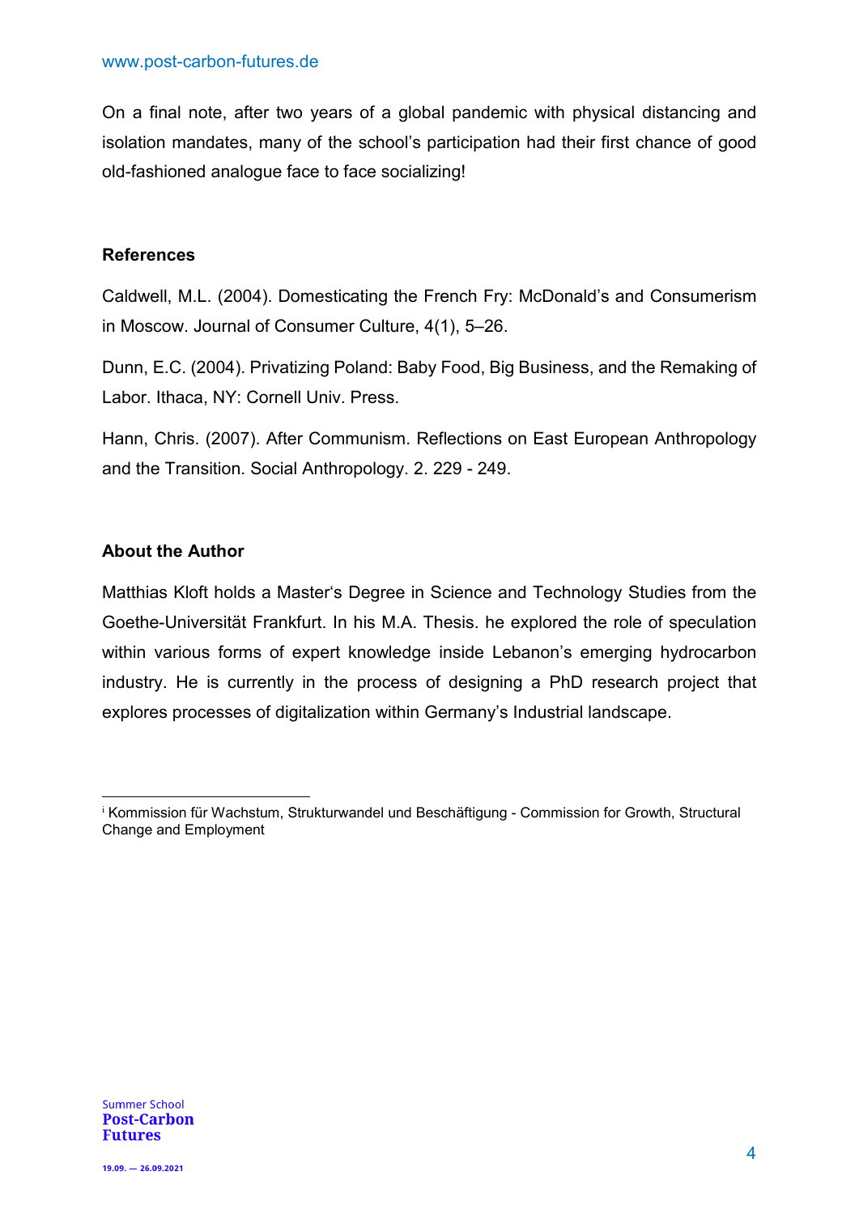On a final note, after two years of a global pandemic with physical distancing and isolation mandates, many of the school's participation had their first chance of good old-fashioned analogue face to face socializing!

**References**

Caldwell, M.L. (2004). Domesticating the French Fry: McDonald's and Consumerism in Moscow. Journal of Consumer Culture, 4(1), 5–26.

Dunn, E.C. (2004). Privatizing Poland: Baby Food, Big Business, and the Remaking of Labor. Ithaca, NY: Cornell Univ. Press.

Hann, Chris. (2007). After Communism. Reflections on East European Anthropology and the Transition. Social Anthropology. 2. 229 - 249.

**About the Author**

Matthias Kloft holds a Master's Degree in Science and Technology Studies from the Goethe-Universität Frankfurt. In his M.A. Thesis. he explored the role of speculation within various forms of expert knowledge inside Lebanon's emerging hydrocarbon industry. He is currently in the process of designing a PhD research project that explores processes of digitalization within Germany's Industrial landscape.

---

[i] Kommission für Wachstum, Strukturwandel und Beschäftigung - Commission for Growth, Structural Change and Employment